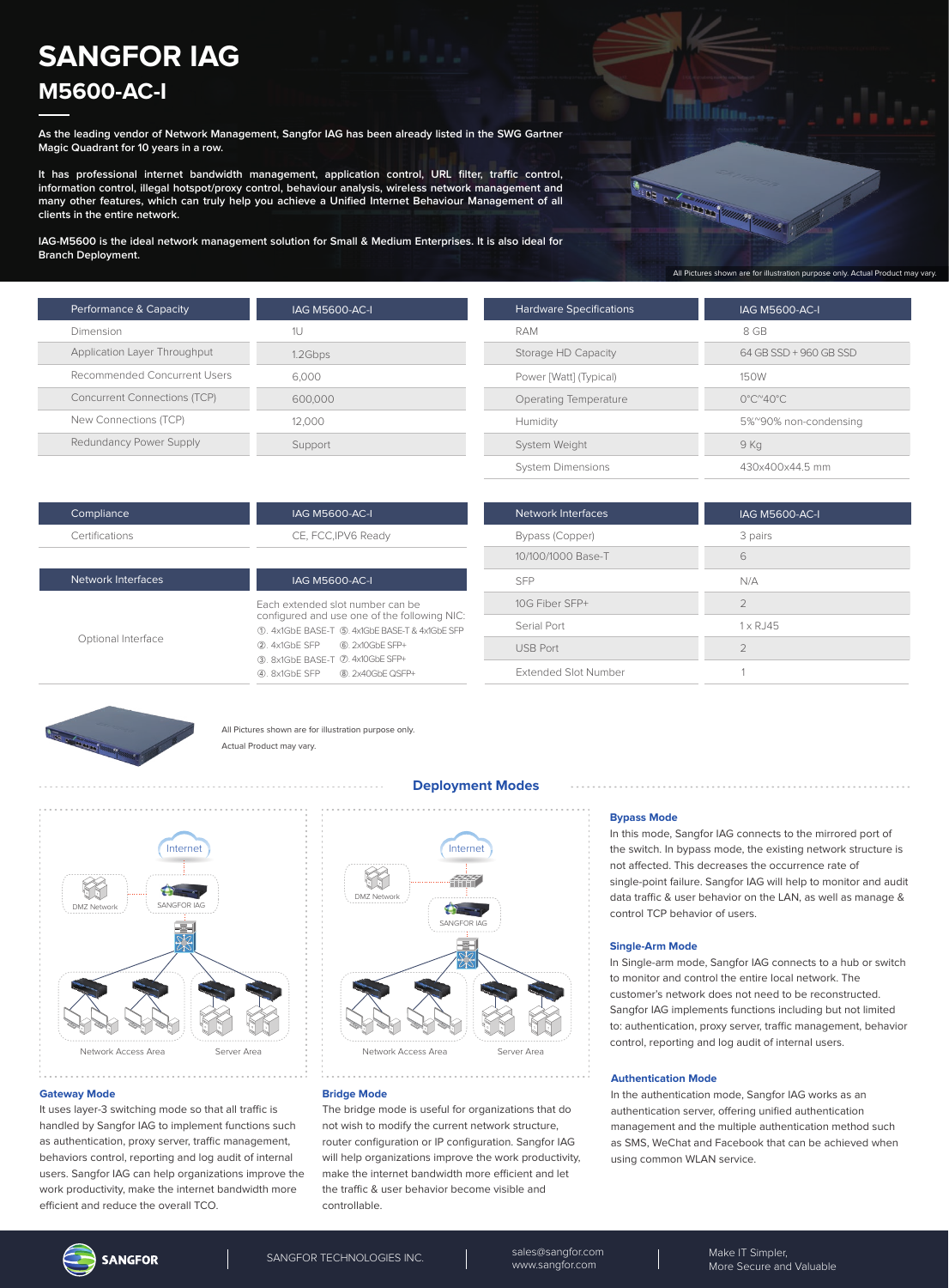# SANGFOR IAG

## M5600-AC-I

**As the leading vendor of Network Management, Sangfor IAG has been already listed in the SWG Gartner Magic Quadrant for 10 years in a row.**

**It has professional internet bandwidth management, application control, URL filter, traffic control, information control, illegal hotspot/proxy control, behaviour analysis, wireless network management and many other features, which can truly help you achieve a Unified Internet Behaviour Management of all clients in the entire network.**

**IAG-M5600 is the ideal network management solution for Small & Medium Enterprises. It is also ideal for Branch Deployment.**

All Pictures shown are for illustration purpose only. Actual Product may vary.

| Performance & Capacity | IAG M5600-AC-I |
| --- | --- |
| Dimension | 1U |
| Application Layer Throughput | 1.2Gbps |
| Recommended Concurrent Users | 6,000 |
| Concurrent Connections (TCP) | 600,000 |
| New Connections (TCP) | 12,000 |
| Redundancy Power Supply | Support |

| Hardware Specifications | IAG M5600-AC-I |
| --- | --- |
| RAM | 8 GB |
| Storage HD Capacity | 64 GB SSD + 960 GB SSD |
| Power [Watt] (Typical) | 150W |
| Operating Temperature | 0°C~40°C |
| Humidity | 5%~90% non-condensing |
| System Weight | 9 Kg |
| System Dimensions | 430x400x44.5 mm |

| Compliance | IAG M5600-AC-I |
| --- | --- |
| Certifications | CE, FCC,IPV6 Ready |

| Network Interfaces | IAG M5600-AC-I |
| --- | --- |
| Optional Interface | Each extended slot number can be configured and use one of the following NIC: ①. 4x1GbE BASE-T ②. 4x1GbE SFP ③. 8x1GbE BASE-T ④. 8x1GbE SFP ⑤. 4x1GbE BASE-T & 4x1GbE SFP ⑥. 2x10GbE SFP+ ⑦. 4x10GbE SFP+ ⑧. 2x40GbE QSFP+ |

| Network Interfaces | IAG M5600-AC-I |
| --- | --- |
| Bypass (Copper) | 3 pairs |
| 10/100/1000 Base-T | 6 |
| SFP | N/A |
| 10G Fiber SFP+ | 2 |
| Serial Port | 1 x RJ45 |
| USB Port | 2 |
| Extended Slot Number | 1 |

All Pictures shown are for illustration purpose only. Actual Product may vary.

## Deployment Modes

Internet
DMZ Network
SANGFOR IAG
Network Access Area
Server Area

### Gateway Mode

It uses layer-3 switching mode so that all traffic is handled by Sangfor IAG to implement functions such as authentication, proxy server, traffic management, behaviors control, reporting and log audit of internal users. Sangfor IAG can help organizations improve the work productivity, make the internet bandwidth more efficient and reduce the overall TCO.

Internet
DMZ Network
SANGFOR IAG
Network Access Area
Server Area

### Bridge Mode

The bridge mode is useful for organizations that do not wish to modify the current network structure, router configuration or IP configuration. Sangfor IAG will help organizations improve the work productivity, make the internet bandwidth more efficient and let the traffic & user behavior become visible and controllable.

### Bypass Mode

In this mode, Sangfor IAG connects to the mirrored port of the switch. In bypass mode, the existing network structure is not affected. This decreases the occurrence rate of single-point failure. Sangfor IAG will help to monitor and audit data traffic & user behavior on the LAN, as well as manage & control TCP behavior of users.

### Single-Arm Mode

In Single-arm mode, Sangfor IAG connects to a hub or switch to monitor and control the entire local network. The customer's network does not need to be reconstructed. Sangfor IAG implements functions including but not limited to: authentication, proxy server, traffic management, behavior control, reporting and log audit of internal users.

### Authentication Mode

In the authentication mode, Sangfor IAG works as an authentication server, offering unified authentication management and the multiple authentication method such as SMS, WeChat and Facebook that can be achieved when using common WLAN service.

SANGFOR | SANGFOR TECHNOLOGIES INC. | sales@sangfor.com www.sangfor.com | Make IT Simpler, More Secure and Valuable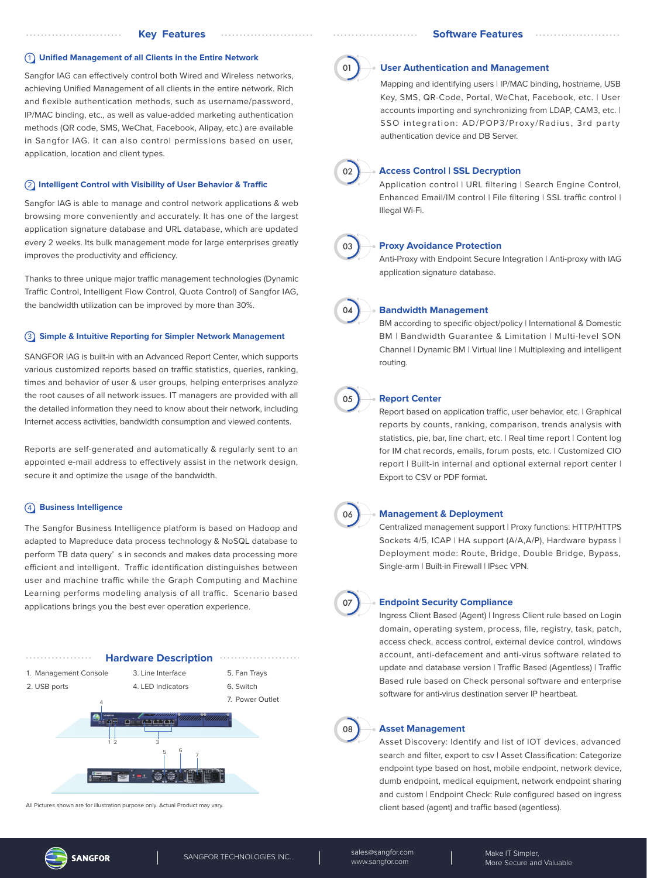## Key Features

### ① Unified Management of all Clients in the Entire Network

Sangfor IAG can effectively control both Wired and Wireless networks, achieving Unified Management of all clients in the entire network. Rich and flexible authentication methods, such as username/password, IP/MAC binding, etc., as well as value-added marketing authentication methods (QR code, SMS, WeChat, Facebook, Alipay, etc.) are available in Sangfor IAG. It can also control permissions based on user, application, location and client types.

### ② Intelligent Control with Visibility of User Behavior & Traffic

Sangfor IAG is able to manage and control network applications & web browsing more conveniently and accurately. It has one of the largest application signature database and URL database, which are updated every 2 weeks. Its bulk management mode for large enterprises greatly improves the productivity and efficiency.

Thanks to three unique major traffic management technologies (Dynamic Traffic Control, Intelligent Flow Control, Quota Control) of Sangfor IAG, the bandwidth utilization can be improved by more than 30%.

### ③ Simple & Intuitive Reporting for Simpler Network Management

SANGFOR IAG is built-in with an Advanced Report Center, which supports various customized reports based on traffic statistics, queries, ranking, times and behavior of user & user groups, helping enterprises analyze the root causes of all network issues. IT managers are provided with all the detailed information they need to know about their network, including Internet access activities, bandwidth consumption and viewed contents.

Reports are self-generated and automatically & regularly sent to an appointed e-mail address to effectively assist in the network design, secure it and optimize the usage of the bandwidth.

### ④ Business Intelligence

The Sangfor Business Intelligence platform is based on Hadoop and adapted to Mapreduce data process technology & NoSQL database to perform TB data query' s in seconds and makes data processing more efficient and intelligent. Traffic identification distinguishes between user and machine traffic while the Graph Computing and Machine Learning performs modeling analysis of all traffic. Scenario based applications brings you the best ever operation experience.

## Hardware Description

1. Management Console
2. USB ports
3. Line Interface
4. LED Indicators
5. Fan Trays
6. Switch
7. Power Outlet

All Pictures shown are for illustration purpose only. Actual Product may vary.

## Software Features

### 01 User Authentication and Management

Mapping and identifying users | IP/MAC binding, hostname, USB Key, SMS, QR-Code, Portal, WeChat, Facebook, etc. | User accounts importing and synchronizing from LDAP, CAM3, etc. | SSO integration: AD/POP3/Proxy/Radius, 3rd party authentication device and DB Server.

### 02 Access Control | SSL Decryption

Application control | URL filtering | Search Engine Control, Enhanced Email/IM control | File filtering | SSL traffic control | Illegal Wi-Fi.

### 03 Proxy Avoidance Protection

Anti-Proxy with Endpoint Secure Integration | Anti-proxy with IAG application signature database.

### 04 Bandwidth Management

BM according to specific object/policy | International & Domestic BM | Bandwidth Guarantee & Limitation | Multi-level SON Channel | Dynamic BM | Virtual line | Multiplexing and intelligent routing.

### 05 Report Center

Report based on application traffic, user behavior, etc. | Graphical reports by counts, ranking, comparison, trends analysis with statistics, pie, bar, line chart, etc. | Real time report | Content log for IM chat records, emails, forum posts, etc. | Customized CIO report | Built-in internal and optional external report center | Export to CSV or PDF format.

### 06 Management & Deployment

Centralized management support | Proxy functions: HTTP/HTTPS Sockets 4/5, ICAP | HA support (A/A,A/P), Hardware bypass | Deployment mode: Route, Bridge, Double Bridge, Bypass, Single-arm | Built-in Firewall | IPsec VPN.

### 07 Endpoint Security Compliance

Ingress Client Based (Agent) | Ingress Client rule based on Login domain, operating system, process, file, registry, task, patch, access check, access control, external device control, windows account, anti-defacement and anti-virus software related to update and database version | Traffic Based (Agentless) | Traffic Based rule based on Check personal software and enterprise software for anti-virus destination server IP heartbeat.

### 08 Asset Management

Asset Discovery: Identify and list of IOT devices, advanced search and filter, export to csv | Asset Classification: Categorize endpoint type based on host, mobile endpoint, network device, dumb endpoint, medical equipment, network endpoint sharing and custom | Endpoint Check: Rule configured based on ingress client based (agent) and traffic based (agentless).

SANGFOR | SANGFOR TECHNOLOGIES INC. | sales@sangfor.com www.sangfor.com | Make IT Simpler, More Secure and Valuable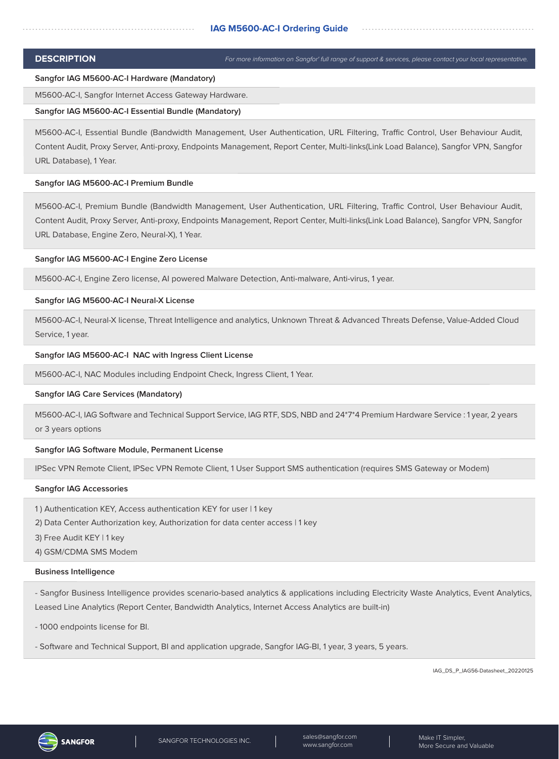## IAG M5600-AC-I Ordering Guide

### DESCRIPTION

*For more information on Sangfor' full range of support & services, please contact your local representative.*

**Sangfor IAG M5600-AC-I Hardware (Mandatory)**

M5600-AC-I, Sangfor Internet Access Gateway Hardware.

**Sangfor IAG M5600-AC-I Essential Bundle (Mandatory)**

M5600-AC-I, Essential Bundle (Bandwidth Management, User Authentication, URL Filtering, Traffic Control, User Behaviour Audit, Content Audit, Proxy Server, Anti-proxy, Endpoints Management, Report Center, Multi-links(Link Load Balance), Sangfor VPN, Sangfor URL Database), 1 Year.

**Sangfor IAG M5600-AC-I Premium Bundle**

M5600-AC-I, Premium Bundle (Bandwidth Management, User Authentication, URL Filtering, Traffic Control, User Behaviour Audit, Content Audit, Proxy Server, Anti-proxy, Endpoints Management, Report Center, Multi-links(Link Load Balance), Sangfor VPN, Sangfor URL Database, Engine Zero, Neural-X), 1 Year.

**Sangfor IAG M5600-AC-I Engine Zero License**

M5600-AC-I, Engine Zero license, AI powered Malware Detection, Anti-malware, Anti-virus, 1 year.

**Sangfor IAG M5600-AC-I Neural-X License**

M5600-AC-I, Neural-X license, Threat Intelligence and analytics, Unknown Threat & Advanced Threats Defense, Value-Added Cloud Service, 1 year.

**Sangfor IAG M5600-AC-I NAC with Ingress Client License**

M5600-AC-I, NAC Modules including Endpoint Check, Ingress Client, 1 Year.

**Sangfor IAG Care Services (Mandatory)**

M5600-AC-I, IAG Software and Technical Support Service, IAG RTF, SDS, NBD and 24*7*4 Premium Hardware Service : 1 year, 2 years or 3 years options

**Sangfor IAG Software Module, Permanent License**

IPSec VPN Remote Client, IPSec VPN Remote Client, 1 User Support SMS authentication (requires SMS Gateway or Modem)

**Sangfor IAG Accessories**

1 ) Authentication KEY, Access authentication KEY for user | 1 key
2) Data Center Authorization key, Authorization for data center access | 1 key
3) Free Audit KEY | 1 key
4) GSM/CDMA SMS Modem

**Business Intelligence**

- Sangfor Business Intelligence provides scenario-based analytics & applications including Electricity Waste Analytics, Event Analytics, Leased Line Analytics (Report Center, Bandwidth Analytics, Internet Access Analytics are built-in)

- 1000 endpoints license for BI.

- Software and Technical Support, BI and application upgrade, Sangfor IAG-BI, 1 year, 3 years, 5 years.

IAG_DS_P_IAG56-Datasheet_20220125

SANGFOR TECHNOLOGIES INC.

sales@sangfor.com
www.sangfor.com

Make IT Simpler, More Secure and Valuable